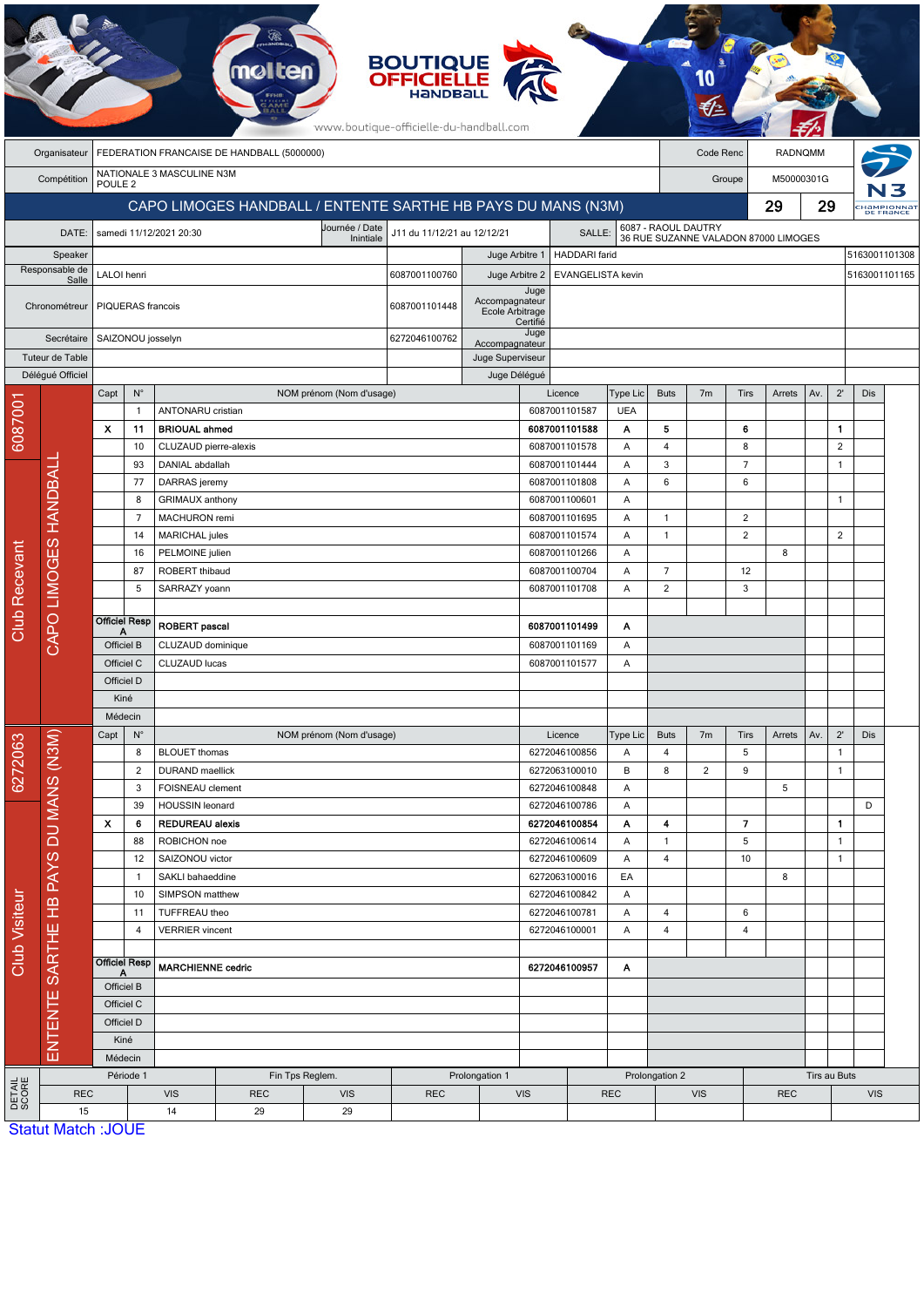BOUTIQUE OFFICIELLE HANDBALL
www.boutique-officielle-du-handball.com

| Organisateur | FEDERATION FRANCAISE DE HANDBALL (5000000) | Code Renc | RADNQMM |
|---|---|---|---|
| Compétition | NATIONALE 3 MASCULINE N3M POULE 2 | Groupe | M50000301G |

## CAPO LIMOGES HANDBALL / ENTENTE SARTHE HB PAYS DU MANS (N3M) 29 29

| DATE: | samedi 11/12/2021 20:30 | Journée / Date Inintiale | J11 du 11/12/21 au 12/12/21 | SALLE: | 6087 - RAOUL DAUTRY 36 RUE SUZANNE VALADON 87000 LIMOGES |
|---|---|---|---|---|---|

| Fonction | Nom | Licence | Fonction | Nom | Licence |
|---|---|---|---|---|---|
| Speaker | | | Juge Arbitre 1 | HADDARI farid | 5163001101308 |
| Responsable de Salle | LALOI henri | 6087001100760 | Juge Arbitre 2 | EVANGELISTA kevin | 5163001101165 |
| Chronométreur | PIQUERAS francois | 6087001101448 | Juge Accompagnateur Ecole Arbitrage Certifié | | |
| Secrétaire | SAIZONOU josselyn | 6272046100762 | Juge Accompagnateur | | |
| Tuteur de Table | | | Juge Superviseur | | |
| Délégué Officiel | | | Juge Délégué | | |

### Club Recevant : 6087001 - CAPO LIMOGES HANDBALL

| Capt | N° | NOM prénom (Nom d'usage) | Licence | Type Lic | Buts | 7m | Tirs | Arrets | Av. | 2' | Dis |
|---|---|---|---|---|---|---|---|---|---|---|---|
| | 1 | ANTONARU cristian | 6087001101587 | UEA | | | | | | | |
| X | 11 | **BRIOUAL ahmed** | **6087001101588** | **A** | **5** | | **6** | | | **1** | |
| | 10 | CLUZAUD pierre-alexis | 6087001101578 | A | 4 | | 8 | | | 2 | |
| | 93 | DANIAL abdallah | 6087001101444 | A | 3 | | 7 | | | 1 | |
| | 77 | DARRAS jeremy | 6087001101808 | A | 6 | | 6 | | | | |
| | 8 | GRIMAUX anthony | 6087001100601 | A | | | | | | 1 | |
| | 7 | MACHURON remi | 6087001101695 | A | 1 | | 2 | | | | |
| | 14 | MARICHAL jules | 6087001101574 | A | 1 | | 2 | | | 2 | |
| | 16 | PELMOINE julien | 6087001101266 | A | | | | 8 | | | |
| | 87 | ROBERT thibaud | 6087001100704 | A | 7 | | 12 | | | | |
| | 5 | SARRAZY yoann | 6087001101708 | A | 2 | | 3 | | | | |
| Officiel Resp A | | **ROBERT pascal** | **6087001101499** | **A** | | | | | | | |
| Officiel B | | CLUZAUD dominique | 6087001101169 | A | | | | | | | |
| Officiel C | | CLUZAUD lucas | 6087001101577 | A | | | | | | | |
| Officiel D | | | | | | | | | | | |
| Kiné | | | | | | | | | | | |
| Médecin | | | | | | | | | | | |

### Club Visiteur : 6272063 - ENTENTE SARTHE HB PAYS DU MANS (N3M)

| Capt | N° | NOM prénom (Nom d'usage) | Licence | Type Lic | Buts | 7m | Tirs | Arrets | Av. | 2' | Dis |
|---|---|---|---|---|---|---|---|---|---|---|---|
| | 8 | BLOUET thomas | 6272046100856 | A | 4 | | 5 | | | 1 | |
| | 2 | DURAND maellick | 6272063100010 | B | 8 | 2 | 9 | | | 1 | |
| | 3 | FOISNEAU clement | 6272046100848 | A | | | | 5 | | | |
| | 39 | HOUSSIN leonard | 6272046100786 | A | | | | | | | D |
| X | 6 | **REDUREAU alexis** | **6272046100854** | **A** | **4** | | **7** | | | **1** | |
| | 88 | ROBICHON noe | 6272046100614 | A | 1 | | 5 | | | 1 | |
| | 12 | SAIZONOU victor | 6272046100609 | A | 4 | | 10 | | | 1 | |
| | 1 | SAKLI bahaeddine | 6272063100016 | EA | | | | 8 | | | |
| | 10 | SIMPSON matthew | 6272046100842 | A | | | | | | | |
| | 11 | TUFFREAU theo | 6272046100781 | A | 4 | | 6 | | | | |
| | 4 | VERRIER vincent | 6272046100001 | A | 4 | | 4 | | | | |
| Officiel Resp A | | **MARCHIENNE cedric** | **6272046100957** | **A** | | | | | | | |
| Officiel B | | | | | | | | | | | |
| Officiel C | | | | | | | | | | | |
| Officiel D | | | | | | | | | | | |
| Kiné | | | | | | | | | | | |
| Médecin | | | | | | | | | | | |

### DETAIL SCORE

| Période 1 | | Fin Tps Reglem. | | Prolongation 1 | | Prolongation 2 | | Tirs au Buts | |
|---|---|---|---|---|---|---|---|---|---|
| REC | VIS | REC | VIS | REC | VIS | REC | VIS | REC | VIS |
| 15 | 14 | 29 | 29 | | | | | | |

Statut Match :JOUE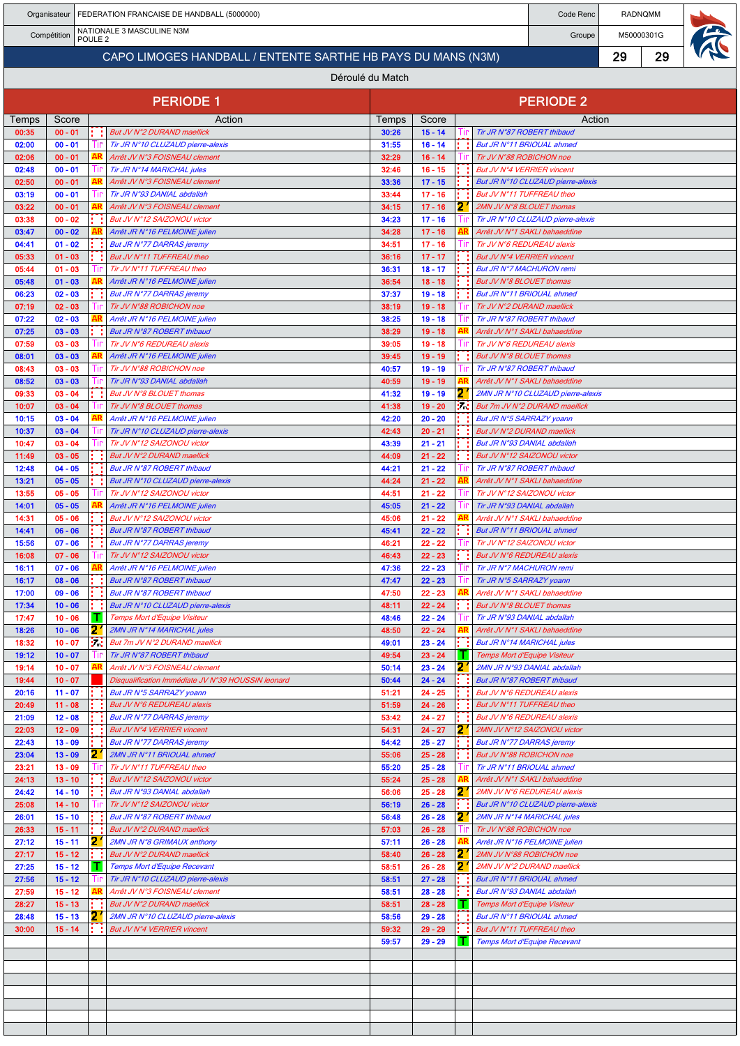| Organisateur | FEDERATION FRANCAISE DE HANDBALL (5000000) | Code Renc | RADNQMM |
|---|---|---|---|
| Compétition | NATIONALE 3 MASCULINE N3M POULE 2 | Groupe | M50000301G |

## CAPO LIMOGES HANDBALL / ENTENTE SARTHE HB PAYS DU MANS (N3M) — 29 / 29

Déroulé du Match

| PERIODE 1 | | | | PERIODE 2 | | | |
|---|---|---|---|---|---|---|---|
| Temps | Score | | Action | Temps | Score | | Action |
| 00:35 | 00 - 01 | | But JV N°2 DURAND maellick | 30:26 | 15 - 14 | Tir | Tir JR N°87 ROBERT thibaud |
| 02:00 | 00 - 01 | Tir | Tir JR N°10 CLUZAUD pierre-alexis | 31:55 | 16 - 14 | | But JR N°11 BRIOUAL ahmed |
| 02:06 | 00 - 01 | AR | Arrêt JV N°3 FOISNEAU clement | 32:29 | 16 - 14 | Tir | Tir JV N°88 ROBICHON noe |
| 02:48 | 00 - 01 | Tir | Tir JR N°14 MARICHAL jules | 32:46 | 16 - 15 | | But JV N°4 VERRIER vincent |
| 02:50 | 00 - 01 | AR | Arrêt JV N°3 FOISNEAU clement | 33:36 | 17 - 15 | | But JR N°10 CLUZAUD pierre-alexis |
| 03:19 | 00 - 01 | Tir | Tir JR N°93 DANIAL abdallah | 33:44 | 17 - 16 | | But JV N°11 TUFFREAU theo |
| 03:22 | 00 - 01 | AR | Arrêt JV N°3 FOISNEAU clement | 34:15 | 17 - 16 | 2' | 2MN JV N°8 BLOUET thomas |
| 03:38 | 00 - 02 | | But JV N°12 SAIZONOU victor | 34:23 | 17 - 16 | Tir | Tir JR N°10 CLUZAUD pierre-alexis |
| 03:47 | 00 - 02 | AR | Arrêt JR N°16 PELMOINE julien | 34:28 | 17 - 16 | AR | Arrêt JV N°1 SAKLI bahaeddine |
| 04:41 | 01 - 02 | | But JR N°77 DARRAS jeremy | 34:51 | 17 - 16 | Tir | Tir JV N°6 REDUREAU alexis |
| 05:33 | 01 - 03 | | But JV N°11 TUFFREAU theo | 36:16 | 17 - 17 | | But JV N°4 VERRIER vincent |
| 05:44 | 01 - 03 | Tir | Tir JV N°11 TUFFREAU theo | 36:31 | 18 - 17 | | But JR N°7 MACHURON remi |
| 05:48 | 01 - 03 | AR | Arrêt JR N°16 PELMOINE julien | 36:54 | 18 - 18 | | But JV N°8 BLOUET thomas |
| 06:23 | 02 - 03 | | But JR N°77 DARRAS jeremy | 37:37 | 19 - 18 | | But JR N°11 BRIOUAL ahmed |
| 07:19 | 02 - 03 | Tir | Tir JV N°88 ROBICHON noe | 38:19 | 19 - 18 | Tir | Tir JV N°2 DURAND maellick |
| 07:22 | 02 - 03 | AR | Arrêt JR N°16 PELMOINE julien | 38:25 | 19 - 18 | Tir | Tir JR N°87 ROBERT thibaud |
| 07:25 | 03 - 03 | | But JR N°87 ROBERT thibaud | 38:29 | 19 - 18 | AR | Arrêt JV N°1 SAKLI bahaeddine |
| 07:59 | 03 - 03 | Tir | Tir JV N°6 REDUREAU alexis | 39:05 | 19 - 18 | Tir | Tir JV N°6 REDUREAU alexis |
| 08:01 | 03 - 03 | AR | Arrêt JR N°16 PELMOINE julien | 39:45 | 19 - 19 | | But JV N°8 BLOUET thomas |
| 08:43 | 03 - 03 | Tir | Tir JV N°88 ROBICHON noe | 40:57 | 19 - 19 | Tir | Tir JR N°87 ROBERT thibaud |
| 08:52 | 03 - 03 | Tir | Tir JR N°93 DANIAL abdallah | 40:59 | 19 - 19 | AR | Arrêt JV N°1 SAKLI bahaeddine |
| 09:33 | 03 - 04 | | But JV N°8 BLOUET thomas | 41:32 | 19 - 19 | 2' | 2MN JR N°10 CLUZAUD pierre-alexis |
| 10:07 | 03 - 04 | Tir | Tir JV N°8 BLOUET thomas | 41:38 | 19 - 20 | 7m | But 7m JV N°2 DURAND maellick |
| 10:15 | 03 - 04 | AR | Arrêt JR N°16 PELMOINE julien | 42:20 | 20 - 20 | | But JR N°5 SARRAZY yoann |
| 10:37 | 03 - 04 | Tir | Tir JR N°10 CLUZAUD pierre-alexis | 42:43 | 20 - 21 | | But JV N°2 DURAND maellick |
| 10:47 | 03 - 04 | Tir | Tir JV N°12 SAIZONOU victor | 43:39 | 21 - 21 | | But JR N°93 DANIAL abdallah |
| 11:49 | 03 - 05 | | But JV N°2 DURAND maellick | 44:09 | 21 - 22 | | But JV N°12 SAIZONOU victor |
| 12:48 | 04 - 05 | | But JR N°87 ROBERT thibaud | 44:21 | 21 - 22 | Tir | Tir JR N°87 ROBERT thibaud |
| 13:21 | 05 - 05 | | But JR N°10 CLUZAUD pierre-alexis | 44:24 | 21 - 22 | AR | Arrêt JV N°1 SAKLI bahaeddine |
| 13:55 | 05 - 05 | Tir | Tir JV N°12 SAIZONOU victor | 44:51 | 21 - 22 | Tir | Tir JV N°12 SAIZONOU victor |
| 14:01 | 05 - 05 | AR | Arrêt JR N°16 PELMOINE julien | 45:05 | 21 - 22 | Tir | Tir JR N°93 DANIAL abdallah |
| 14:31 | 05 - 06 | | But JV N°12 SAIZONOU victor | 45:06 | 21 - 22 | AR | Arrêt JV N°1 SAKLI bahaeddine |
| 14:41 | 06 - 06 | | But JR N°87 ROBERT thibaud | 45:41 | 22 - 22 | | But JR N°11 BRIOUAL ahmed |
| 15:56 | 07 - 06 | | But JR N°77 DARRAS jeremy | 46:21 | 22 - 22 | Tir | Tir JV N°12 SAIZONOU victor |
| 16:08 | 07 - 06 | Tir | Tir JV N°12 SAIZONOU victor | 46:43 | 22 - 23 | | But JV N°6 REDUREAU alexis |
| 16:11 | 07 - 06 | AR | Arrêt JR N°16 PELMOINE julien | 47:36 | 22 - 23 | Tir | Tir JR N°7 MACHURON remi |
| 16:17 | 08 - 06 | | But JR N°87 ROBERT thibaud | 47:47 | 22 - 23 | Tir | Tir JR N°5 SARRAZY yoann |
| 17:00 | 09 - 06 | | But JR N°87 ROBERT thibaud | 47:50 | 22 - 23 | AR | Arrêt JV N°1 SAKLI bahaeddine |
| 17:34 | 10 - 06 | | But JR N°10 CLUZAUD pierre-alexis | 48:11 | 22 - 24 | | But JV N°8 BLOUET thomas |
| 17:47 | 10 - 06 | T | Temps Mort d'Equipe Visiteur | 48:46 | 22 - 24 | Tir | Tir JR N°93 DANIAL abdallah |
| 18:26 | 10 - 06 | 2' | 2MN JR N°14 MARICHAL jules | 48:50 | 22 - 24 | AR | Arrêt JV N°1 SAKLI bahaeddine |
| 18:32 | 10 - 07 | 7m | But 7m JV N°2 DURAND maellick | 49:01 | 23 - 24 | | But JR N°14 MARICHAL jules |
| 19:12 | 10 - 07 | Tir | Tir JR N°87 ROBERT thibaud | 49:54 | 23 - 24 | T | Temps Mort d'Equipe Visiteur |
| 19:14 | 10 - 07 | AR | Arrêt JV N°3 FOISNEAU clement | 50:14 | 23 - 24 | 2' | 2MN JR N°93 DANIAL abdallah |
| 19:44 | 10 - 07 | | Disqualification Immédiate JV N°39 HOUSSIN leonard | 50:44 | 24 - 24 | | But JR N°87 ROBERT thibaud |
| 20:16 | 11 - 07 | | But JR N°5 SARRAZY yoann | 51:21 | 24 - 25 | | But JV N°6 REDUREAU alexis |
| 20:49 | 11 - 08 | | But JV N°6 REDUREAU alexis | 51:59 | 24 - 26 | | But JV N°11 TUFFREAU theo |
| 21:09 | 12 - 08 | | But JR N°77 DARRAS jeremy | 53:42 | 24 - 27 | | But JV N°6 REDUREAU alexis |
| 22:03 | 12 - 09 | | But JV N°4 VERRIER vincent | 54:31 | 24 - 27 | 2' | 2MN JV N°12 SAIZONOU victor |
| 22:43 | 13 - 09 | | But JR N°77 DARRAS jeremy | 54:42 | 25 - 27 | | But JR N°77 DARRAS jeremy |
| 23:04 | 13 - 09 | 2' | 2MN JR N°11 BRIOUAL ahmed | 55:06 | 25 - 28 | | But JV N°88 ROBICHON noe |
| 23:21 | 13 - 09 | Tir | Tir JV N°11 TUFFREAU theo | 55:20 | 25 - 28 | Tir | Tir JR N°11 BRIOUAL ahmed |
| 24:13 | 13 - 10 | | But JV N°12 SAIZONOU victor | 55:24 | 25 - 28 | AR | Arrêt JV N°1 SAKLI bahaeddine |
| 24:42 | 14 - 10 | | But JR N°93 DANIAL abdallah | 56:06 | 25 - 28 | 2' | 2MN JV N°6 REDUREAU alexis |
| 25:08 | 14 - 10 | Tir | Tir JV N°12 SAIZONOU victor | 56:19 | 26 - 28 | | But JR N°10 CLUZAUD pierre-alexis |
| 26:01 | 15 - 10 | | But JR N°87 ROBERT thibaud | 56:48 | 26 - 28 | 2' | 2MN JR N°14 MARICHAL jules |
| 26:33 | 15 - 11 | | But JV N°2 DURAND maellick | 57:03 | 26 - 28 | Tir | Tir JV N°88 ROBICHON noe |
| 27:12 | 15 - 11 | 2' | 2MN JR N°8 GRIMAUX anthony | 57:11 | 26 - 28 | AR | Arrêt JR N°16 PELMOINE julien |
| 27:17 | 15 - 12 | | But JV N°2 DURAND maellick | 58:40 | 26 - 28 | 2' | 2MN JV N°88 ROBICHON noe |
| 27:25 | 15 - 12 | T | Temps Mort d'Equipe Recevant | 58:51 | 26 - 28 | 2' | 2MN JV N°2 DURAND maellick |
| 27:56 | 15 - 12 | Tir | Tir JR N°10 CLUZAUD pierre-alexis | 58:51 | 27 - 28 | | But JR N°11 BRIOUAL ahmed |
| 27:59 | 15 - 12 | AR | Arrêt JV N°3 FOISNEAU clement | 58:51 | 28 - 28 | | But JR N°93 DANIAL abdallah |
| 28:27 | 15 - 13 | | But JV N°2 DURAND maellick | 58:51 | 28 - 28 | T | Temps Mort d'Equipe Visiteur |
| 28:48 | 15 - 13 | 2' | 2MN JR N°10 CLUZAUD pierre-alexis | 58:56 | 29 - 28 | | But JR N°11 BRIOUAL ahmed |
| 30:00 | 15 - 14 | | But JV N°4 VERRIER vincent | 59:32 | 29 - 29 | | But JV N°11 TUFFREAU theo |
| | | | | 59:57 | 29 - 29 | T | Temps Mort d'Equipe Recevant |